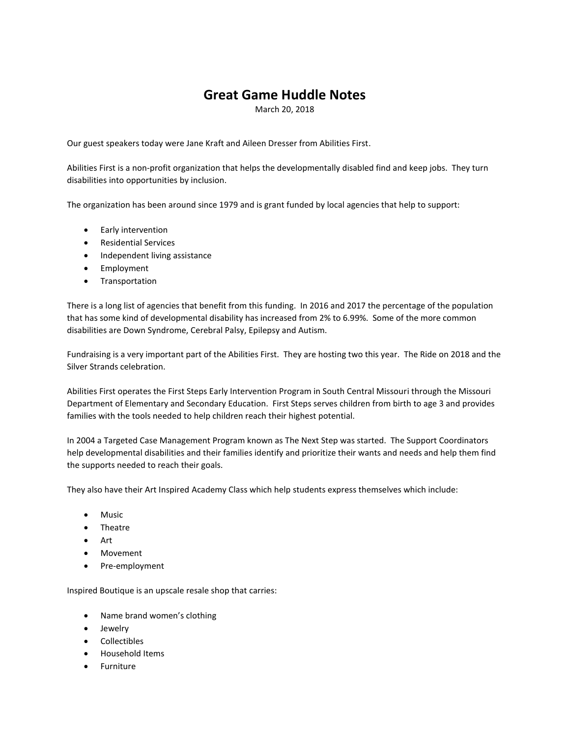# Great Game Huddle Notes

March 20, 2018

Our guest speakers today were Jane Kraft and Aileen Dresser from Abilities First.

Abilities First is a non-profit organization that helps the developmentally disabled find and keep jobs. They turn disabilities into opportunities by inclusion.

The organization has been around since 1979 and is grant funded by local agencies that help to support:

- Early intervention
- Residential Services
- Independent living assistance
- Employment
- Transportation

There is a long list of agencies that benefit from this funding. In 2016 and 2017 the percentage of the population that has some kind of developmental disability has increased from 2% to 6.99%. Some of the more common disabilities are Down Syndrome, Cerebral Palsy, Epilepsy and Autism.

Fundraising is a very important part of the Abilities First. They are hosting two this year. The Ride on 2018 and the Silver Strands celebration.

Abilities First operates the First Steps Early Intervention Program in South Central Missouri through the Missouri Department of Elementary and Secondary Education. First Steps serves children from birth to age 3 and provides families with the tools needed to help children reach their highest potential.

In 2004 a Targeted Case Management Program known as The Next Step was started. The Support Coordinators help developmental disabilities and their families identify and prioritize their wants and needs and help them find the supports needed to reach their goals.

They also have their Art Inspired Academy Class which help students express themselves which include:

- Music
- Theatre
- Art
- Movement
- Pre-employment

Inspired Boutique is an upscale resale shop that carries:

- Name brand women's clothing
- Jewelry
- Collectibles
- Household Items
- Furniture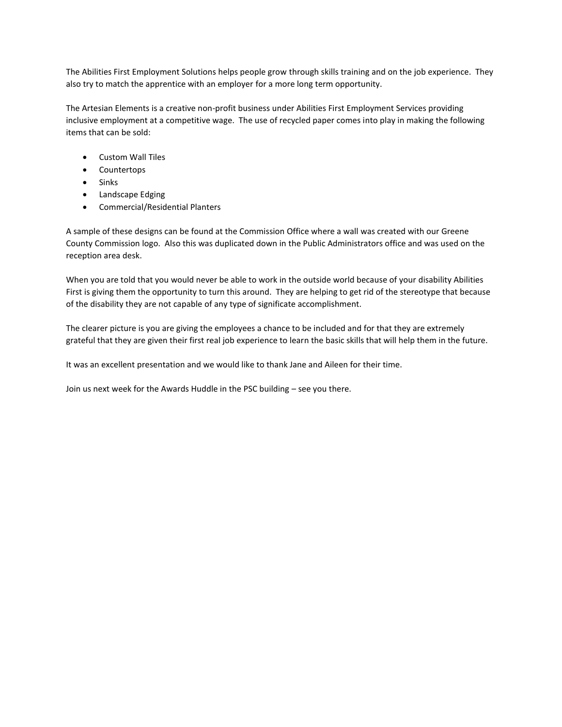The Abilities First Employment Solutions helps people grow through skills training and on the job experience. They also try to match the apprentice with an employer for a more long term opportunity.

The Artesian Elements is a creative non-profit business under Abilities First Employment Services providing inclusive employment at a competitive wage. The use of recycled paper comes into play in making the following items that can be sold:

- Custom Wall Tiles
- Countertops
- Sinks
- Landscape Edging
- Commercial/Residential Planters

A sample of these designs can be found at the Commission Office where a wall was created with our Greene County Commission logo. Also this was duplicated down in the Public Administrators office and was used on the reception area desk.

When you are told that you would never be able to work in the outside world because of your disability Abilities First is giving them the opportunity to turn this around. They are helping to get rid of the stereotype that because of the disability they are not capable of any type of significate accomplishment.

The clearer picture is you are giving the employees a chance to be included and for that they are extremely grateful that they are given their first real job experience to learn the basic skills that will help them in the future.

It was an excellent presentation and we would like to thank Jane and Aileen for their time.

Join us next week for the Awards Huddle in the PSC building – see you there.